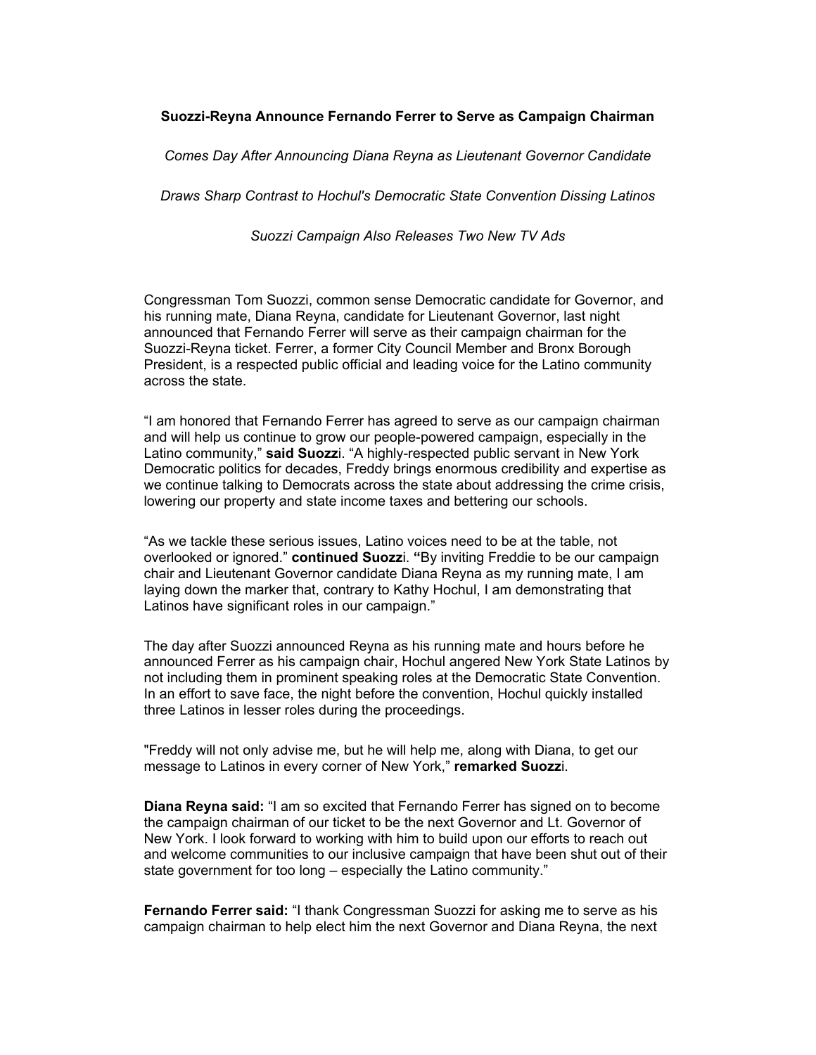**Suozzi-Reyna Announce Fernando Ferrer to Serve as Campaign Chairman**

*Comes Day After Announcing Diana Reyna as Lieutenant Governor Candidate*

*Draws Sharp Contrast to Hochul's Democratic State Convention Dissing Latinos*

*Suozzi Campaign Also Releases Two New TV Ads*

Congressman Tom Suozzi, common sense Democratic candidate for Governor, and his running mate, Diana Reyna, candidate for Lieutenant Governor, last night announced that Fernando Ferrer will serve as their campaign chairman for the Suozzi-Reyna ticket. Ferrer, a former City Council Member and Bronx Borough President, is a respected public official and leading voice for the Latino community across the state.

"I am honored that Fernando Ferrer has agreed to serve as our campaign chairman and will help us continue to grow our people-powered campaign, especially in the Latino community," **said Suozz**i. "A highly-respected public servant in New York Democratic politics for decades, Freddy brings enormous credibility and expertise as we continue talking to Democrats across the state about addressing the crime crisis, lowering our property and state income taxes and bettering our schools.

"As we tackle these serious issues, Latino voices need to be at the table, not overlooked or ignored." **continued Suozz**i. **"**By inviting Freddie to be our campaign chair and Lieutenant Governor candidate Diana Reyna as my running mate, I am laying down the marker that, contrary to Kathy Hochul, I am demonstrating that Latinos have significant roles in our campaign."

The day after Suozzi announced Reyna as his running mate and hours before he announced Ferrer as his campaign chair, Hochul angered New York State Latinos by not including them in prominent speaking roles at the Democratic State Convention. In an effort to save face, the night before the convention, Hochul quickly installed three Latinos in lesser roles during the proceedings.

"Freddy will not only advise me, but he will help me, along with Diana, to get our message to Latinos in every corner of New York," **remarked Suozz**i.

**Diana Reyna said:** "I am so excited that Fernando Ferrer has signed on to become the campaign chairman of our ticket to be the next Governor and Lt. Governor of New York. I look forward to working with him to build upon our efforts to reach out and welcome communities to our inclusive campaign that have been shut out of their state government for too long – especially the Latino community."

**Fernando Ferrer said:** "I thank Congressman Suozzi for asking me to serve as his campaign chairman to help elect him the next Governor and Diana Reyna, the next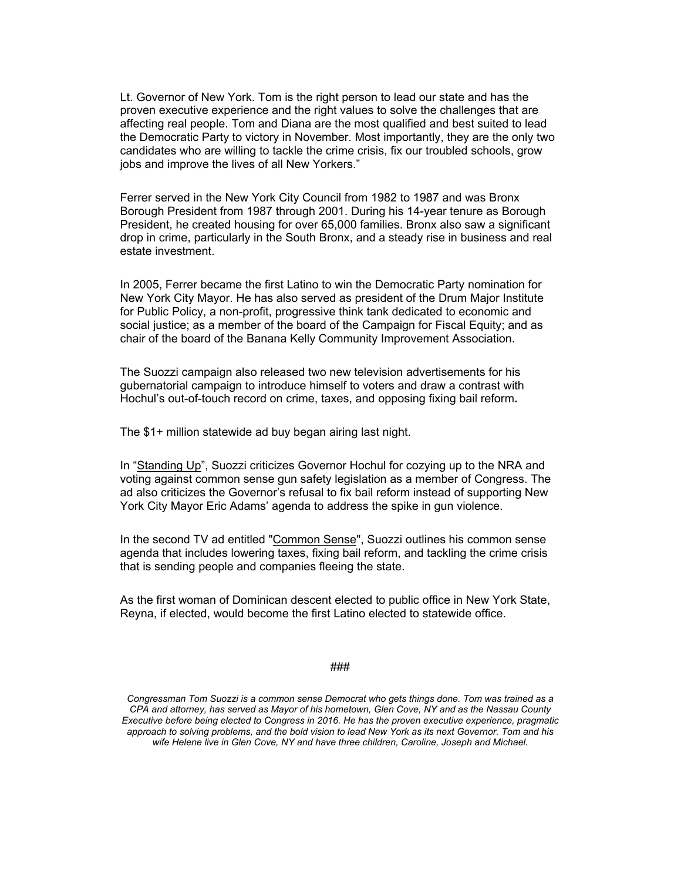Lt. Governor of New York. Tom is the right person to lead our state and has the proven executive experience and the right values to solve the challenges that are affecting real people. Tom and Diana are the most qualified and best suited to lead the Democratic Party to victory in November. Most importantly, they are the only two candidates who are willing to tackle the crime crisis, fix our troubled schools, grow jobs and improve the lives of all New Yorkers."

Ferrer served in the New York City Council from 1982 to 1987 and was Bronx Borough President from 1987 through 2001. During his 14-year tenure as Borough President, he created housing for over 65,000 families. Bronx also saw a significant drop in crime, particularly in the South Bronx, and a steady rise in business and real estate investment.

In 2005, Ferrer became the first Latino to win the Democratic Party nomination for New York City Mayor. He has also served as president of the Drum Major Institute for Public Policy, a non-profit, progressive think tank dedicated to economic and social justice; as a member of the board of the Campaign for Fiscal Equity; and as chair of the board of the Banana Kelly Community Improvement Association.

The Suozzi campaign also released two new television advertisements for his gubernatorial campaign to introduce himself to voters and draw a contrast with Hochul's out-of-touch record on crime, taxes, and opposing fixing bail reform**.**

The $1+ million statewide ad buy began airing last night.

In "Standing Up", Suozzi criticizes Governor Hochul for cozying up to the NRA and voting against common sense gun safety legislation as a member of Congress. The ad also criticizes the Governor's refusal to fix bail reform instead of supporting New York City Mayor Eric Adams' agenda to address the spike in gun violence.

In the second TV ad entitled "Common Sense", Suozzi outlines his common sense agenda that includes lowering taxes, fixing bail reform, and tackling the crime crisis that is sending people and companies fleeing the state.

As the first woman of Dominican descent elected to public office in New York State, Reyna, if elected, would become the first Latino elected to statewide office.

###

*Congressman Tom Suozzi is a common sense Democrat who gets things done. Tom was trained as a CPA and attorney, has served as Mayor of his hometown, Glen Cove, NY and as the Nassau County Executive before being elected to Congress in 2016. He has the proven executive experience, pragmatic approach to solving problems, and the bold vision to lead New York as its next Governor. Tom and his wife Helene live in Glen Cove, NY and have three children, Caroline, Joseph and Michael.*